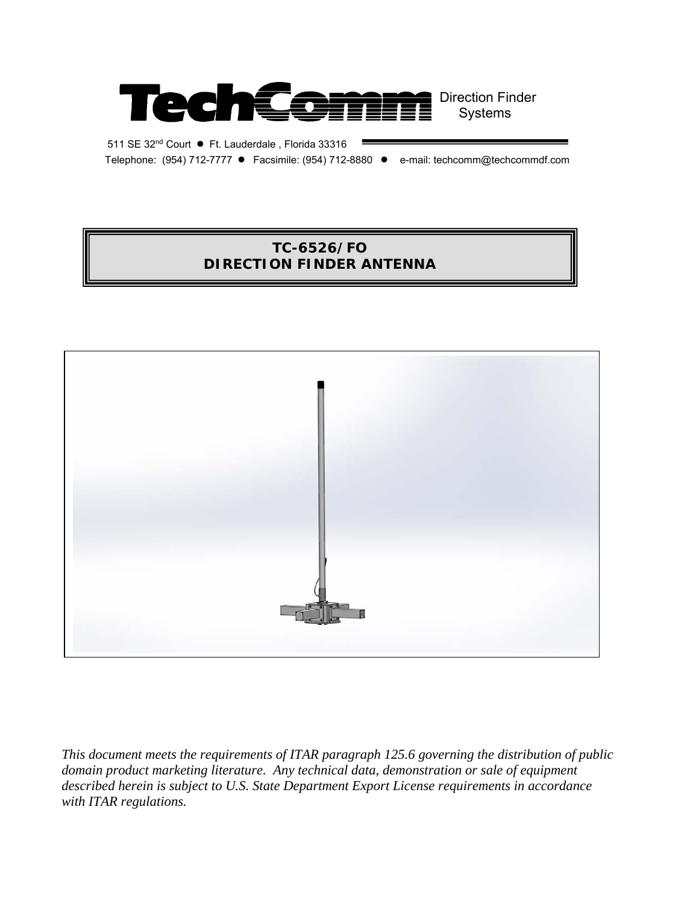TechComm Direction Finder Systems

511 SE 32nd Court ● Ft. Lauderdale , Florida 33316

Telephone: (954) 712-7777 ● Facsimile: (954) 712-8880 ● e-mail: techcomm@techcommdf.com

# TC-6526/FO
# DIRECTION FINDER ANTENNA

*This document meets the requirements of ITAR paragraph 125.6 governing the distribution of public domain product marketing literature. Any technical data, demonstration or sale of equipment described herein is subject to U.S. State Department Export License requirements in accordance with ITAR regulations.*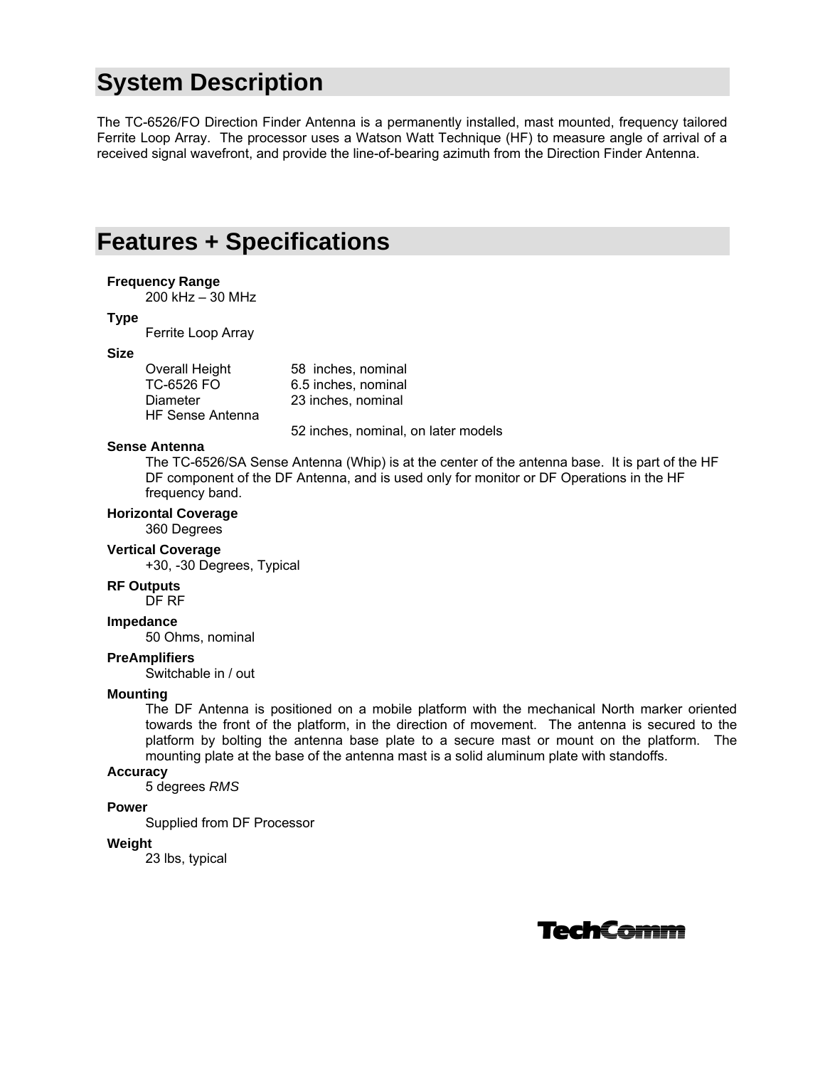# System Description

The TC-6526/FO Direction Finder Antenna is a permanently installed, mast mounted, frequency tailored Ferrite Loop Array. The processor uses a Watson Watt Technique (HF) to measure angle of arrival of a received signal wavefront, and provide the line-of-bearing azimuth from the Direction Finder Antenna.

# Features + Specifications

**Frequency Range**
200 kHz – 30 MHz

**Type**
Ferrite Loop Array

**Size**

| | |
|---|---|
| Overall Height | 58 inches, nominal |
| TC-6526 FO | 6.5 inches, nominal |
| Diameter | 23 inches, nominal |
| HF Sense Antenna | |
| | 52 inches, nominal, on later models |

**Sense Antenna**
The TC-6526/SA Sense Antenna (Whip) is at the center of the antenna base. It is part of the HF DF component of the DF Antenna, and is used only for monitor or DF Operations in the HF frequency band.

**Horizontal Coverage**
360 Degrees

**Vertical Coverage**
+30, -30 Degrees, Typical

**RF Outputs**
DF RF

**Impedance**
50 Ohms, nominal

**PreAmplifiers**
Switchable in / out

**Mounting**
The DF Antenna is positioned on a mobile platform with the mechanical North marker oriented towards the front of the platform, in the direction of movement. The antenna is secured to the platform by bolting the antenna base plate to a secure mast or mount on the platform. The mounting plate at the base of the antenna mast is a solid aluminum plate with standoffs.

**Accuracy**
5 degrees *RMS*

**Power**
Supplied from DF Processor

**Weight**
23 lbs, typical

TechComm